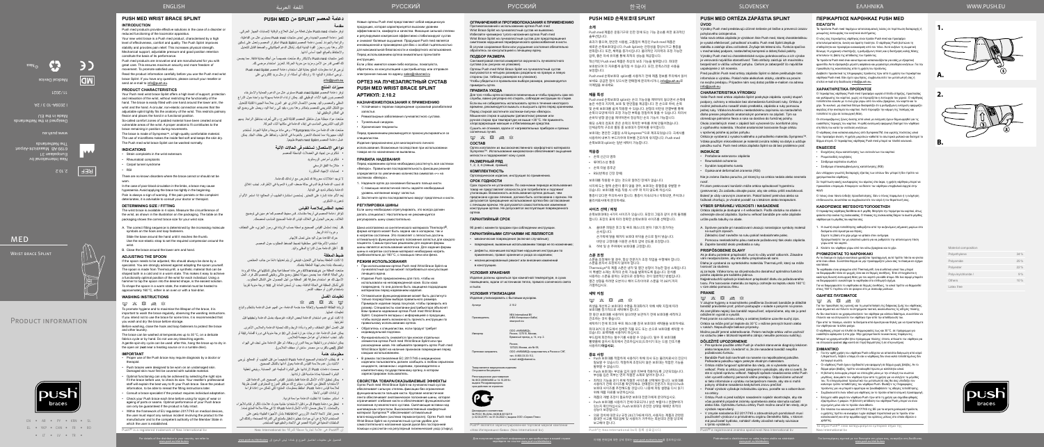# PUSH MED WRIST BRACE SPLINT

## INTRODUCTION

Push med products provide effective solutions in the case of a disorder or reduced functioning of the locomotive apparatus.

Your new wrist brace is a Push med product, characterised by a high level of effectiveness, comfort and quality. The Push Splint improves stability and provides pain relief. This increases physical strength. Mechanical support, adjustable pressure and good position retention constitute the basis of its performance.

Push products are innovative and are manufactured for you with great care. This ensures maximum security and more freedom of movement.

Read the product information carefully before you use the Push med wrist brace Splint. If you have any questions, please consult your reseller or send an e-mail to info@push.eu

## PRODUCT CHARACTERISTICS

The Push med wrist brace Splint offers a high level of support, protection and relaxation of the wrist, without restricting the functionality of the hand. The brace is easily fitted with one hand around the lower arm, the wrist and the hand. A circular, nonelastic connection ensures that the adjustable strap tightly fits the anatomy of the wrist. This restricts palmary flexion and places the wrist in a functional position.

So-called comfort zones of padded material have been created around vulnerable areas of the wrist. A proper anatomical fit contributes to the brace remaining in position during movements.

The brace is made of Sympatex®, a high-quality comfortable material. The use of microfibres makes the inside feel soft and keeps the skin dry.

## INDICATIONS

- Strain complaints in the wrist extensors
- Rheumatoid complaints
- Carpal tunnel syndrome
- RSI

There are no known disorders where the brace cannot be used or is not of use.

In the case of poor blood circulation in the limbs, a brace may cause hypersensitivity. Avoid applying the brace too tightly in the beginning.

Pain is always a sign of warning. If the pain persists or the complaint deteriorates, it is advisable to consult your doctor or therapist.

## DETERMINING SIZE / FITTING

The wrist brace is available in 4 sizes. Measure the circumference of the wrist, as shown in the illustration on the packaging. The table on the packaging shows the correct brace size for your wrist size.

A. The correct fitting sequence is determined by the increasing molecule symbols on the hook and loop fasteners. Slide the brace around the hand until it reaches the thumb. Use the non elastic strap to set the required compression around the wrist.

B. Close the brace around the lower arm and hand.

## ADJUSTING THE SPOON

If the spoon needs to be adjusted, this should always be done by a specialist. You are strongly advised against adjusting the spoon yourself. The spoon is made from Thermodyn®, a synthetic material that can be shaped both in a cold and in a warm state. This makes it easy to achieve a functionally optimal position of the wrist for each individual. To shape the spoon in a warm state, the material must be heated to approximately 160 °C, either in an oven or with a hairdryer.

## WASHING INSTRUCTIONS

To promote hygiene and to maximise the lifespan of the brace, it is important to wash the brace regularly, observing the washing instructions. If you intend not to use the brace for some time, it is recommended that you wash and dry the brace before storage.

Before washing, close the hook and loop fasteners to protect the brace and other items.

The brace can be washed at temperatures up to 30 °C, on a delicate fabrics cycle or by hand. Do not use any bleaching agents.

A gentle spin-dry cycle can be used; after this, hang the brace up to dry in the open air (not near a heating source or in full sunshine).

## IMPORTANT

- Proper use of the Push brace may require diagnosis by a doctor or therapist.
- Push braces were designed to be worn on an undamaged skin. Damaged skin must first be covered with suitable material.
- Optimal functioning can only be achieved by selecting the right size. Fit the brace before use, to check its size. Your reseller's professional staff will advise of the best way to fit your Push brace. Store the product information, so that you can reread the fitting instructions.
- Consult a local specialist if the product requires individual adaptation.
- Check your Push brace each time before using for signs of wear or ageing of parts or seams. Optimal performance of your Push brace can only be guaranteed if the product is fully intact.
- Within the framework of EU regulation 2017/745 on medical devices, the user must report any serious incident involving the product to the manufacturer and to the competent authority of the Member State in which the user is established.

Push® is a registered trademark of Nea International bv

| Material composition: | |
|---|---|
| Polyethylene | 34% |
| Polyamide | 24% |
| Polyester | 22% |
| Polyvinylchloride | 9% |
| Others | 11% |
| Latex free | |

Nea International bv, Europalaan 31, 6199 AB Maastricht-Airport, The Netherlands
www.push.eu
Designed in the Netherlands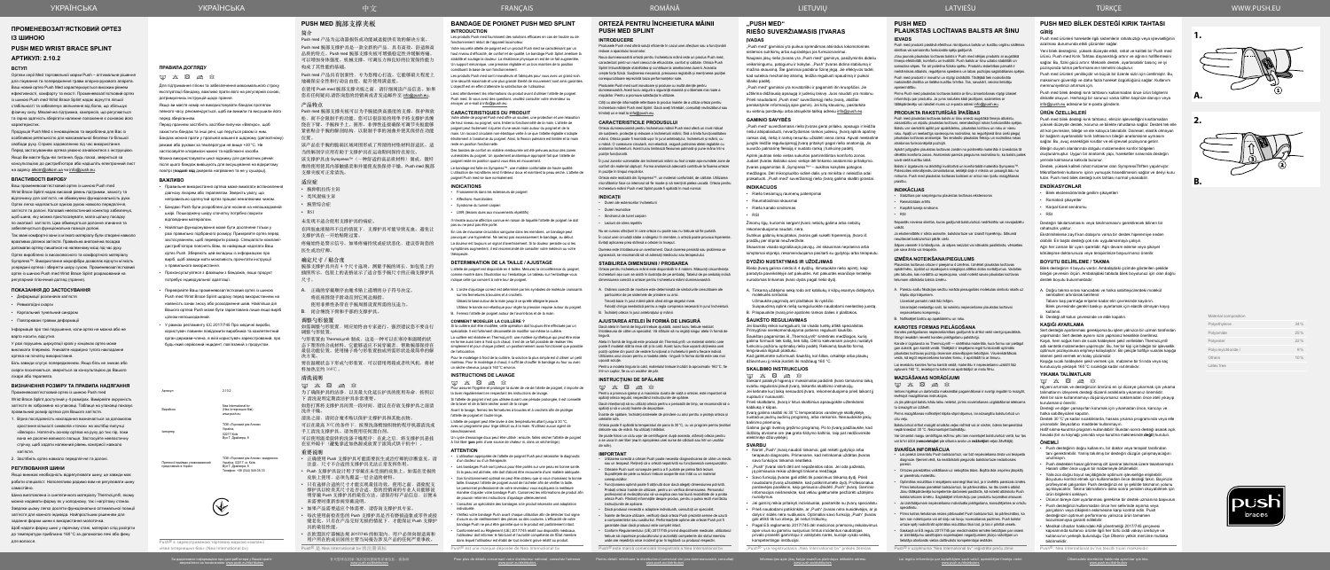УКРАЇНСЬКА | 中文 | FRANÇAIS | ROMÂNĂ | LIETUVIU | LATVISKI | TÜRKÇE | WWW.PUSH.EU

# ПРОМЕНЕВОЗАП'ЯСТКОВИЙ ОРТЕЗ ІЗ ШИНОЮ

## PUSH MED WRIST BRACE SPLINT

### АРТИКУЛ: 2.10.2

### ВСТУП

Ортези серії Med торговельної марки Push – оптимальне рішення для пацієнтів із порушеннями травм опорно-рухового апарату. Вся нова серія ортезів Push Med характеризується високою ефективністю, комфорту та якості. Променевозап'ястковий ортез із шиною Push med Wrist Brace Splint надає підтримку і стабільність зап'ястку, обмежуючи рухи.

Ортези Push Med відповідають вимогам щодо якості продукції.

### ВЛАСТИВОСТІ ВИРОБУ

Променевозап'ястковий ортез із шиною Push med Wrist Brace Splint надає високий рівень підтримки, захисту та корекції зап'ястя, не обмежуючи функціональність руки. Ортез легко надягати на одну руку.

### ПОКАЗАННЯ ДО ЗАСТОСУВАННЯ

- Дегенеративні розлади суглобів
- Ревматоїдні хвороби
- Карпальний тунельний синдром
- Повторювальні травми (перевтома)

Інформація про ваш продукт, щоб отримати максимальну ефективність, уважно прочитайте інструкції.

### ВИЗНАЧЕННЯ РОЗМІРУ ТА ПРАВИЛА НАДЯГАННЯ

Променевозап'ястковий ортез із шиною Push med Wrist Brace Splint доступний у 4 розмірах.

A. Обхват зап'ястка для визначення правильного розміру.

B. Застебніть ортез навколо передпліччя та кисті.

### РЕГУЛЮВАННЯ ШИНИ

### ПРАВИЛА ДОГЛЯДУ

Для підтримання чистоти виробу рекомендується прати його вручну при температурі 30 °C.

### ВАЖЛИВО

- Правильне використання ортезу може вимагати спеціальних знань.
- Виріб Push був розроблений для носіння на звичайній шкірі.
- Ношення бандажів може спричинити виникнення алергічних реакцій.
- Перевіряйте ваш променевозап'ястковий ортез із шиною Push med Wrist Brace Splint на ознаки пошкоджень.
- У разі серйозних інцидентів повідомляйте виробника та компетентний орган.

| | |
|---|---|
| Артикул | 2.10.2 |
| Виробник | Nea International bv (Неа Інтернешнл Бв) |
| Імпортер | ТОВ «Торговий дім Альпако» |
| Уповноважений представник | ТОВ «Торговий дім Альпако» |

Push® є зареєстрованою торговою маркою компанії Nea International bv (Неа Інтернешнл Бв)

# PUSH MED 腕部支撑夹板

### 简介

Push med 产品专为运动器损伤或功能障碍患者而设计。Push med 腕部支撑夹板提供出色的支撑和稳定性。

### 产品特点

Push med 腕部支撑夹板可以为手腕提供高度的支撑、保护和矫正，同时不会限制手的功能。

### 适应症

- 腕关节退行性疾病
- 类风湿关节炎
- 腕管综合征
- RSI

### 确定尺寸 / 贴合度

A. 测量手腕周长以确定正确尺寸。

B. 将夹板固定在前臂和手上。

### 调整夹板

### 清洗说明

请在30°C下手洗。

### 重要说明

Push® 是 Nea International bv 的注册商标

# BANDAGE DE POIGNET PUSH MED SPLINT

### INTRODUCTION

Les produits Push med fournissent des solutions efficaces en cas de troubles ou de fonctionnement réduit de l'appareil locomoteur.

Le bandage de poignet Push med Splint fournit une stabilisation et un soutien du poignet.

### CARACTÉRISTIQUES DU PRODUIT

Le bandage de poignet Push med Splint apporte un soutien, une protection et une correction de haut niveau du poignet, sans limiter la fonction de la main.

### INDICATIONS

- Problèmes dégénératifs des articulations
- Affections rhumatismales
- Syndrome du canal carpien
- LMR (lésions dues aux mouvements répétitifs)

### DÉTERMINATION DE LA TAILLE / AJUSTAGE

A. Mesurez la circonférence du poignet pour déterminer la taille.

B. Fermez la bande de poignet autour de l'avant-bras et de la main.

### COMMENT MODELER LA CUILLÈRE

### INSTRUCTIONS DE LAVAGE

Lavage à la main à 30 °C.

### ATTENTION

Push® est une marque déposée de Nea International bv

# ORTEZĂ PENTRU ÎNCHEIETURA MÂINII PUSH MED SPLINT

### INTRODUCERE

Produsele Push med oferă soluții eficiente în cazul unor afecțiuni sau a funcționării reduse a aparatului locomotor.

### CARACTERISTICILE PRODUSULUI

Orteza pentru încheietura mâinii Push med Splint oferă un grad ridicat de susținere, protecție și corecție a încheieturii mâinii.

### INDICAȚII

- Durere articulare degenerative
- Boli reumatice
- Sindromul de tunel carpian
- Leziuni de stres repetitiv

### STABILIREA DIMENSIUNII / POTRIVIREA

A. Măsurați circumferința încheieturii mâinii.

B. Închideți orteza în jurul antebrațului și mâinii.

### AJUSTAREA ATELEI ÎN FORMĂ DE LINGURĂ

### INSTRUCȚIUNI DE SPĂLARE

### ATENȚIE

Push® este marcă comercială înregistrată a Nea International bv

# „PUSH MED" RIEŠO SUVERŽIAMASIS ĮTVARAS

### ĮVADAS

„Push med" gaminiai yra puikus sprendimas atraminio-judamojo aparato sutrikimų atvejais.

### GAMINIO SAVYBĖS

„Push med" riešo suveržiamasis įtvaras suteikia aukšto lygio riešo atramą, apsaugą ir korekciją, neribojant rankos funkcijų.

### INDIKACIJOS

- Riešo sąnarių degeneraciniai sutrikimai
- Reumatiniai skausmai
- Riešo kanalo sindromas
- RSI

### DYDŽIO NUSTATYMAS IR UŽDĖJIMAS

A. Išmatuokite riešo apimtį.

B. Pritvirtinkite įtvarą aplink dilbį ir ranką.

### ŠAUKŠTO REGULIAVIMAS

### SKALBIMO INSTRUKCIJOS

### SVARBU

„Push" yra registruotasis „Nea International bv" prekės ženklas

# PUSH MED PLAUKSTAS LOCĪTAVAS BALSTS AR ŠINU

### IEVADS

Push med produkti piedāvā efektīvus risinājumus balsta un kustību orgānu sistēmas slimību vai samazinātu funkcionalitātes gadījumā.

### PRODUKTA RAKSTURĪGĀS ĪPAŠĪBAS

### INDIKĀCIJAS

- Locītavu deģeneratīvas slimības
- Reimatiskas slimības
- Karpālā kanāla sindroms
- RSI

### IZMĒRA NOTEIKŠANA/PIEGULŠANA

A. Izmēriet plaukstas locītavas apkārtmēru.

B. Aizveriet balstu ap apakšdelmu un roku.

### KAROTES FORMAS PIELĀGOŠANA

### MAZGĀŠANAS NORĀDĪJUMI

### SVARĪGI

Push® ir uzņēmuma Nea International bv reģistrēta preču zīme

# PUSH MED BİLEK DESTEĞİ KIRIK TAHTASI

### GİRİŞ

Push med ürünleri hareketle ilgili sistemlerin bozukluğu veya işlevselliğinin azalması durumunda etkili çözümler sağlar.

### ÜRÜN ÖZELLİKLERİ

Push med bilek desteği kırık tahtası, elin işlevselliğini kısıtlamadan bilekte yüksek düzeyde destek, koruma ve düzeltme sağlar.

### ENDİKASYONLAR

- Bilek eklemlerinde dejeneratif sorunlar
- Romatoid şikayetler
- Karpal tünel sendromu
- RSI

### BOYUTU BELİRLEME / TAKMA

A. Bilek çevresini ölçün.

B. Desteği ön kolunuzun ve elinizin etrafında kapatın.

### KAŞIĞI AYARLAMA

### YIKAMA TALİMATLARI

### ÖNEMLİ

Push® Nea International bv'nin tescilli ticari markasıdır

| Material composition | |
|---|---|
| Polyethylene | 34 % |
| Polyamide | 26 % |
| Polyester | 22 % |
| Polyvinylchloride | 6 % |
| Other | 12 % |
| Latex free | |

A.

B.

push braces